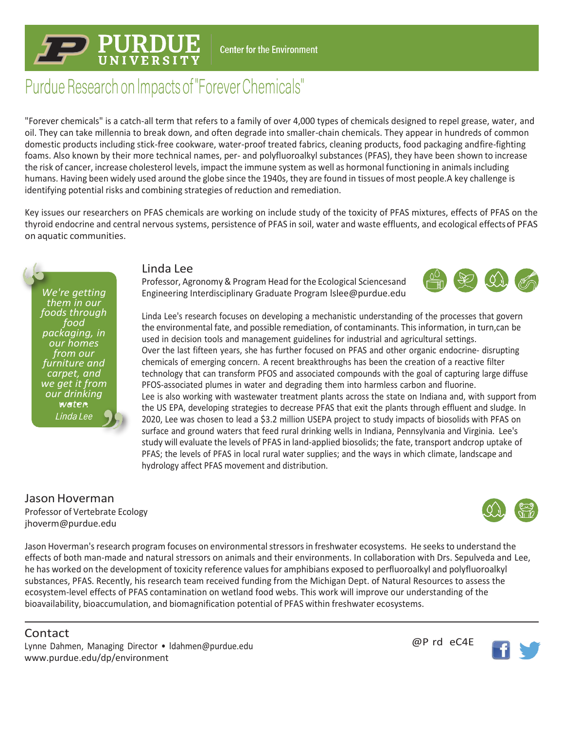Purdue University | Center for the Environment

# Purdue Research on Impacts of "Forever Chemicals"

"Forever chemicals" is a catch-all term that refers to a family of over 4,000 types of chemicals designed to repel grease, water, and oil. They can take millennia to break down, and often degrade into smaller-chain chemicals. They appear in hundreds of common domestic products including stick-free cookware, water-proof treated fabrics, cleaning products, food packaging andfire-fighting foams. Also known by their more technical names, per- and polyfluoroalkyl substances (PFAS), they have been shown to increase the risk of cancer, increase cholesterol levels, impact the immune system as well as hormonal functioning in animals including humans. Having been widely used around the globe since the 1940s, they are found in tissues of most people.A key challenge is identifying potential risks and combining strategies of reduction and remediation.

Key issues our researchers on PFAS chemicals are working on include study of the toxicity of PFAS mixtures, effects of PFAS on the thyroid endocrine and central nervous systems, persistence of PFAS in soil, water and waste effluents, and ecological effects of PFAS on aquatic communities.

> *We're getting them in our foods through food packaging, in our homes from our furniture and carpet, and we get it from our drinking water.*
> *Linda Lee*

## Linda Lee

Professor, Agronomy & Program Head for the Ecological Sciencesand Engineering Interdisciplinary Graduate Program lslee@purdue.edu

Linda Lee's research focuses on developing a mechanistic understanding of the processes that govern the environmental fate, and possible remediation, of contaminants. This information, in turn,can be used in decision tools and management guidelines for industrial and agricultural settings.
Over the last fifteen years, she has further focused on PFAS and other organic endocrine- disrupting chemicals of emerging concern. A recent breakthroughs has been the creation of a reactive filter technology that can transform PFOS and associated compounds with the goal of capturing large diffuse PFOS-associated plumes in water and degrading them into harmless carbon and fluorine.
Lee is also working with wastewater treatment plants across the state on Indiana and, with support from the US EPA, developing strategies to decrease PFAS that exit the plants through effluent and sludge. In 2020, Lee was chosen to lead a $3.2 million USEPA project to study impacts of biosolids with PFAS on surface and ground waters that feed rural drinking wells in Indiana, Pennsylvania and Virginia. Lee's study will evaluate the levels of PFAS in land-applied biosolids; the fate, transport andcrop uptake of PFAS; the levels of PFAS in local rural water supplies; and the ways in which climate, landscape and hydrology affect PFAS movement and distribution.

## Jason Hoverman

Professor of Vertebrate Ecology
jhoverm@purdue.edu

Jason Hoverman's research program focuses on environmental stressors in freshwater ecosystems. He seeks to understand the effects of both man-made and natural stressors on animals and their environments. In collaboration with Drs. Sepulveda and Lee, he has worked on the development of toxicity reference values for amphibians exposed to perfluoroalkyl and polyfluoroalkyl substances, PFAS. Recently, his research team received funding from the Michigan Dept. of Natural Resources to assess the ecosystem-level effects of PFAS contamination on wetland food webs. This work will improve our understanding of the bioavailability, bioaccumulation, and biomagnification potential of PFAS within freshwater ecosystems.

---

## Contact

Lynne Dahmen, Managing Director • ldahmen@purdue.edu
www.purdue.edu/dp/environment

@P rd eC4E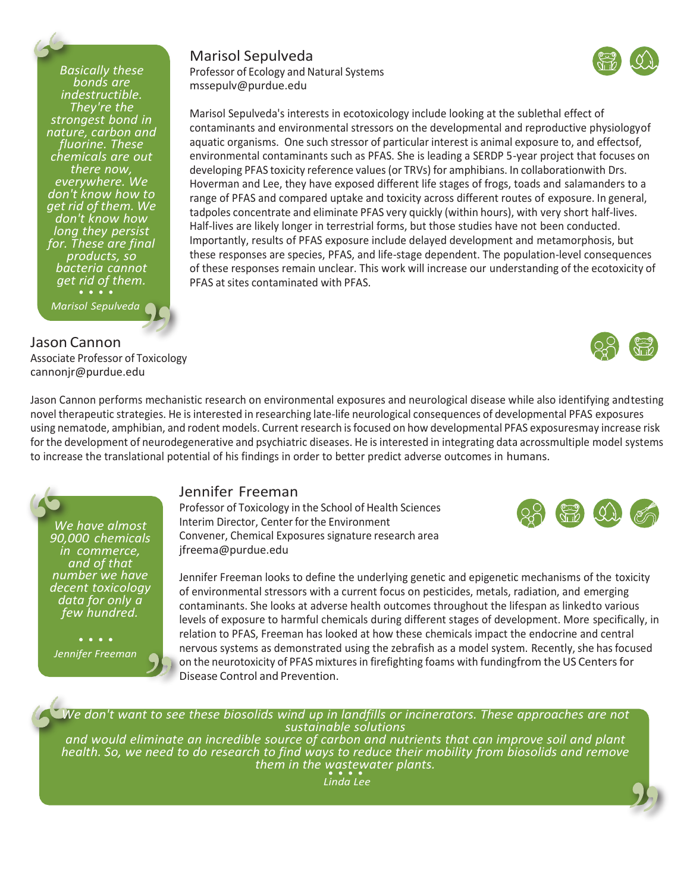> *Basically these bonds are indestructible. They're the strongest bond in nature, carbon and fluorine. These chemicals are out there now, everywhere. We don't know how to get rid of them. We don't know how long they persist for. These are final products, so bacteria cannot get rid of them.*
>
> *Marisol Sepulveda*

## Marisol Sepulveda

Professor of Ecology and Natural Systems
mssepulv@purdue.edu

Marisol Sepulveda's interests in ecotoxicology include looking at the sublethal effect of contaminants and environmental stressors on the developmental and reproductive physiologyof aquatic organisms. One such stressor of particular interest is animal exposure to, and effectsof, environmental contaminants such as PFAS. She is leading a SERDP 5-year project that focuses on developing PFAS toxicity reference values (or TRVs) for amphibians. In collaborationwith Drs. Hoverman and Lee, they have exposed different life stages of frogs, toads and salamanders to a range of PFAS and compared uptake and toxicity across different routes of exposure. In general, tadpoles concentrate and eliminate PFAS very quickly (within hours), with very short half-lives. Half-lives are likely longer in terrestrial forms, but those studies have not been conducted. Importantly, results of PFAS exposure include delayed development and metamorphosis, but these responses are species, PFAS, and life-stage dependent. The population-level consequences of these responses remain unclear. This work will increase our understanding of the ecotoxicity of PFAS at sites contaminated with PFAS.

## Jason Cannon

Associate Professor of Toxicology
cannonjr@purdue.edu

Jason Cannon performs mechanistic research on environmental exposures and neurological disease while also identifying andtesting novel therapeutic strategies. He is interested in researching late-life neurological consequences of developmental PFAS exposures using nematode, amphibian, and rodent models. Current research is focused on how developmental PFAS exposuresmay increase risk for the development of neurodegenerative and psychiatric diseases. He is interested in integrating data acrossmultiple model systems to increase the translational potential of his findings in order to better predict adverse outcomes in humans.

> *We have almost 90,000 chemicals in commerce, and of that number we have decent toxicology data for only a few hundred.*
>
> *Jennifer Freeman*

## Jennifer Freeman

Professor of Toxicology in the School of Health Sciences
Interim Director, Center for the Environment
Convener, Chemical Exposures signature research area
jfreema@purdue.edu

Jennifer Freeman looks to define the underlying genetic and epigenetic mechanisms of the toxicity of environmental stressors with a current focus on pesticides, metals, radiation, and emerging contaminants. She looks at adverse health outcomes throughout the lifespan as linkedto various levels of exposure to harmful chemicals during different stages of development. More specifically, in relation to PFAS, Freeman has looked at how these chemicals impact the endocrine and central nervous systems as demonstrated using the zebrafish as a model system. Recently, she has focused on the neurotoxicity of PFAS mixtures in firefighting foams with fundingfrom the US Centers for Disease Control and Prevention.

> *We don't want to see these biosolids wind up in landfills or incinerators. These approaches are not sustainable solutions and would eliminate an incredible source of carbon and nutrients that can improve soil and plant health. So, we need to do research to find ways to reduce their mobility from biosolids and remove them in the wastewater plants.*
>
> *Linda Lee*